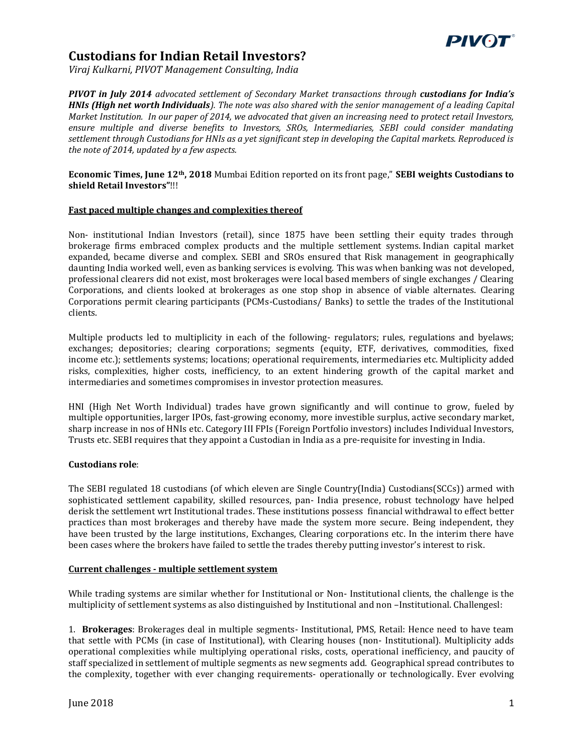# Custodians for Indian Retail Investors?

*Viraj Kulkarni, PIVOT Management Consulting, India*

***PIVOT in July 2014** advocated settlement of Secondary Market transactions through **custodians for India's HNIs (High net worth Individuals**). The note was also shared with the senior management of a leading Capital Market Institution. In our paper of 2014, we advocated that given an increasing need to protect retail Investors, ensure multiple and diverse benefits to Investors, SROs, Intermediaries, SEBI could consider mandating settlement through Custodians for HNIs as a yet significant step in developing the Capital markets. Reproduced is the note of 2014, updated by a few aspects.*

**Economic Times, June 12th, 2018** Mumbai Edition reported on its front page," **SEBI weights Custodians to shield Retail Investors"**!!!

## Fast paced multiple changes and complexities thereof

Non- institutional Indian Investors (retail), since 1875 have been settling their equity trades through brokerage firms embraced complex products and the multiple settlement systems. Indian capital market expanded, became diverse and complex. SEBI and SROs ensured that Risk management in geographically daunting India worked well, even as banking services is evolving. This was when banking was not developed, professional clearers did not exist, most brokerages were local based members of single exchanges / Clearing Corporations, and clients looked at brokerages as one stop shop in absence of viable alternates. Clearing Corporations permit clearing participants (PCMs-Custodians/ Banks) to settle the trades of the Institutional clients.

Multiple products led to multiplicity in each of the following- regulators; rules, regulations and byelaws; exchanges; depositories; clearing corporations; segments (equity, ETF, derivatives, commodities, fixed income etc.); settlements systems; locations; operational requirements, intermediaries etc. Multiplicity added risks, complexities, higher costs, inefficiency, to an extent hindering growth of the capital market and intermediaries and sometimes compromises in investor protection measures.

HNI (High Net Worth Individual) trades have grown significantly and will continue to grow, fueled by multiple opportunities, larger IPOs, fast-growing economy, more investible surplus, active secondary market, sharp increase in nos of HNIs etc. Category III FPIs (Foreign Portfolio investors) includes Individual Investors, Trusts etc. SEBI requires that they appoint a Custodian in India as a pre-requisite for investing in India.

**Custodians role**:

The SEBI regulated 18 custodians (of which eleven are Single Country(India) Custodians(SCCs)) armed with sophisticated settlement capability, skilled resources, pan- India presence, robust technology have helped derisk the settlement wrt Institutional trades. These institutions possess financial withdrawal to effect better practices than most brokerages and thereby have made the system more secure. Being independent, they have been trusted by the large institutions, Exchanges, Clearing corporations etc. In the interim there have been cases where the brokers have failed to settle the trades thereby putting investor's interest to risk.

## Current challenges - multiple settlement system

While trading systems are similar whether for Institutional or Non- Institutional clients, the challenge is the multiplicity of settlement systems as also distinguished by Institutional and non –Institutional. Challengesl:

1. **Brokerages**: Brokerages deal in multiple segments- Institutional, PMS, Retail: Hence need to have team that settle with PCMs (in case of Institutional), with Clearing houses (non- Institutional). Multiplicity adds operational complexities while multiplying operational risks, costs, operational inefficiency, and paucity of staff specialized in settlement of multiple segments as new segments add. Geographical spread contributes to the complexity, together with ever changing requirements- operationally or technologically. Ever evolving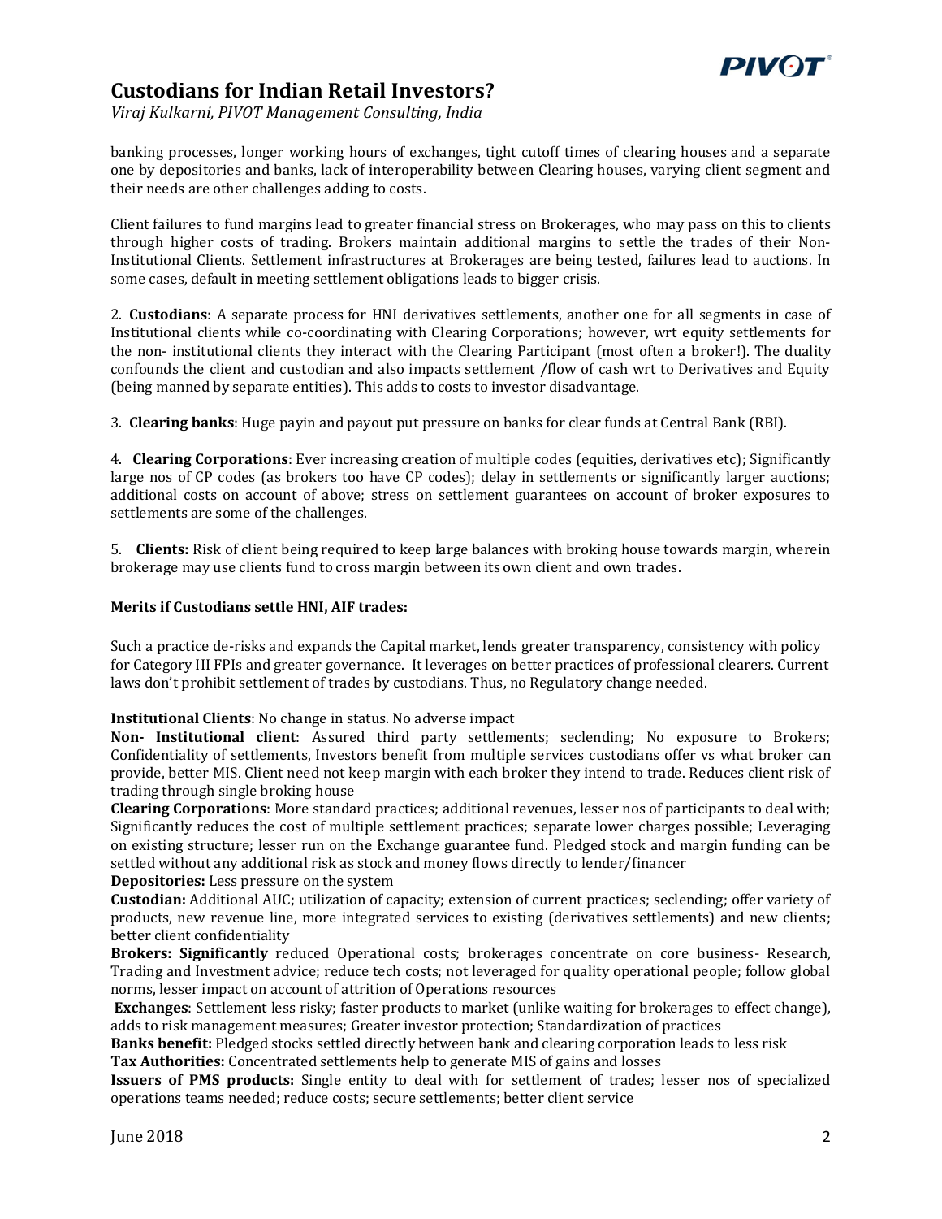banking processes, longer working hours of exchanges, tight cutoff times of clearing houses and a separate one by depositories and banks, lack of interoperability between Clearing houses, varying client segment and their needs are other challenges adding to costs.

Client failures to fund margins lead to greater financial stress on Brokerages, who may pass on this to clients through higher costs of trading. Brokers maintain additional margins to settle the trades of their Non-Institutional Clients. Settlement infrastructures at Brokerages are being tested, failures lead to auctions. In some cases, default in meeting settlement obligations leads to bigger crisis.

2. **Custodians**: A separate process for HNI derivatives settlements, another one for all segments in case of Institutional clients while co-coordinating with Clearing Corporations; however, wrt equity settlements for the non- institutional clients they interact with the Clearing Participant (most often a broker!). The duality confounds the client and custodian and also impacts settlement /flow of cash wrt to Derivatives and Equity (being manned by separate entities). This adds to costs to investor disadvantage.

3. **Clearing banks**: Huge payin and payout put pressure on banks for clear funds at Central Bank (RBI).

4. **Clearing Corporations**: Ever increasing creation of multiple codes (equities, derivatives etc); Significantly large nos of CP codes (as brokers too have CP codes); delay in settlements or significantly larger auctions; additional costs on account of above; stress on settlement guarantees on account of broker exposures to settlements are some of the challenges.

5. **Clients:** Risk of client being required to keep large balances with broking house towards margin, wherein brokerage may use clients fund to cross margin between its own client and own trades.

**Merits if Custodians settle HNI, AIF trades:**

Such a practice de-risks and expands the Capital market, lends greater transparency, consistency with policy for Category III FPIs and greater governance. It leverages on better practices of professional clearers. Current laws don't prohibit settlement of trades by custodians. Thus, no Regulatory change needed.

**Institutional Clients**: No change in status. No adverse impact

**Non- Institutional client**: Assured third party settlements; seclending; No exposure to Brokers; Confidentiality of settlements, Investors benefit from multiple services custodians offer vs what broker can provide, better MIS. Client need not keep margin with each broker they intend to trade. Reduces client risk of trading through single broking house

**Clearing Corporations**: More standard practices; additional revenues, lesser nos of participants to deal with; Significantly reduces the cost of multiple settlement practices; separate lower charges possible; Leveraging on existing structure; lesser run on the Exchange guarantee fund. Pledged stock and margin funding can be settled without any additional risk as stock and money flows directly to lender/financer

**Depositories:** Less pressure on the system

**Custodian:** Additional AUC; utilization of capacity; extension of current practices; seclending; offer variety of products, new revenue line, more integrated services to existing (derivatives settlements) and new clients; better client confidentiality

**Brokers: Significantly** reduced Operational costs; brokerages concentrate on core business- Research, Trading and Investment advice; reduce tech costs; not leveraged for quality operational people; follow global norms, lesser impact on account of attrition of Operations resources

**Exchanges**: Settlement less risky; faster products to market (unlike waiting for brokerages to effect change), adds to risk management measures; Greater investor protection; Standardization of practices

**Banks benefit:** Pledged stocks settled directly between bank and clearing corporation leads to less risk

**Tax Authorities:** Concentrated settlements help to generate MIS of gains and losses

**Issuers of PMS products:** Single entity to deal with for settlement of trades; lesser nos of specialized operations teams needed; reduce costs; secure settlements; better client service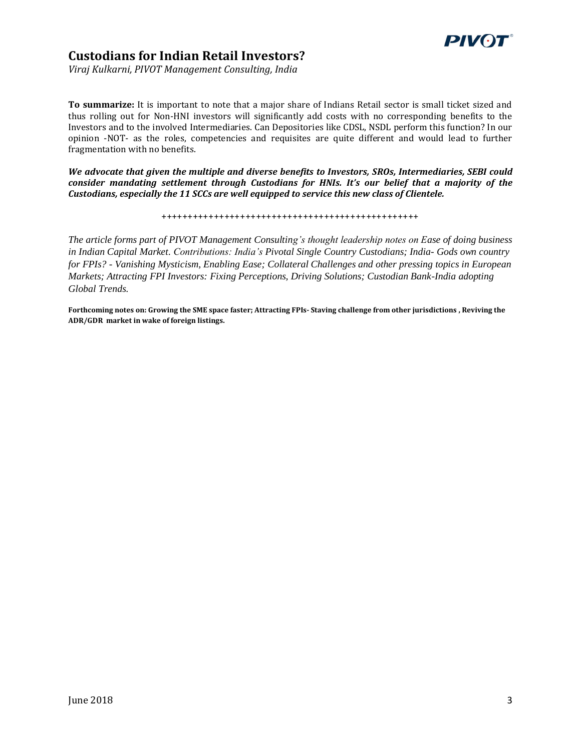# Custodians for Indian Retail Investors?

*Viraj Kulkarni, PIVOT Management Consulting, India*

**To summarize:** It is important to note that a major share of Indians Retail sector is small ticket sized and thus rolling out for Non-HNI investors will significantly add costs with no corresponding benefits to the Investors and to the involved Intermediaries. Can Depositories like CDSL, NSDL perform this function? In our opinion -NOT- as the roles, competencies and requisites are quite different and would lead to further fragmentation with no benefits.

***We advocate that given the multiple and diverse benefits to Investors, SROs, Intermediaries, SEBI could consider mandating settlement through Custodians for HNIs. It's our belief that a majority of the Custodians, especially the 11 SCCs are well equipped to service this new class of Clientele.***

++++++++++++++++++++++++++++++++++++++++++++++++++++

*The article forms part of PIVOT Management Consulting's thought leadership notes on Ease of doing business in Indian Capital Market. Contributions: India's Pivotal Single Country Custodians; India- Gods own country for FPIs? - Vanishing Mysticism, Enabling Ease; Collateral Challenges and other pressing topics in European Markets; Attracting FPI Investors: Fixing Perceptions, Driving Solutions; Custodian Bank-India adopting Global Trends.*

**Forthcoming notes on: Growing the SME space faster; Attracting FPIs- Staving challenge from other jurisdictions , Reviving the ADR/GDR market in wake of foreign listings.**